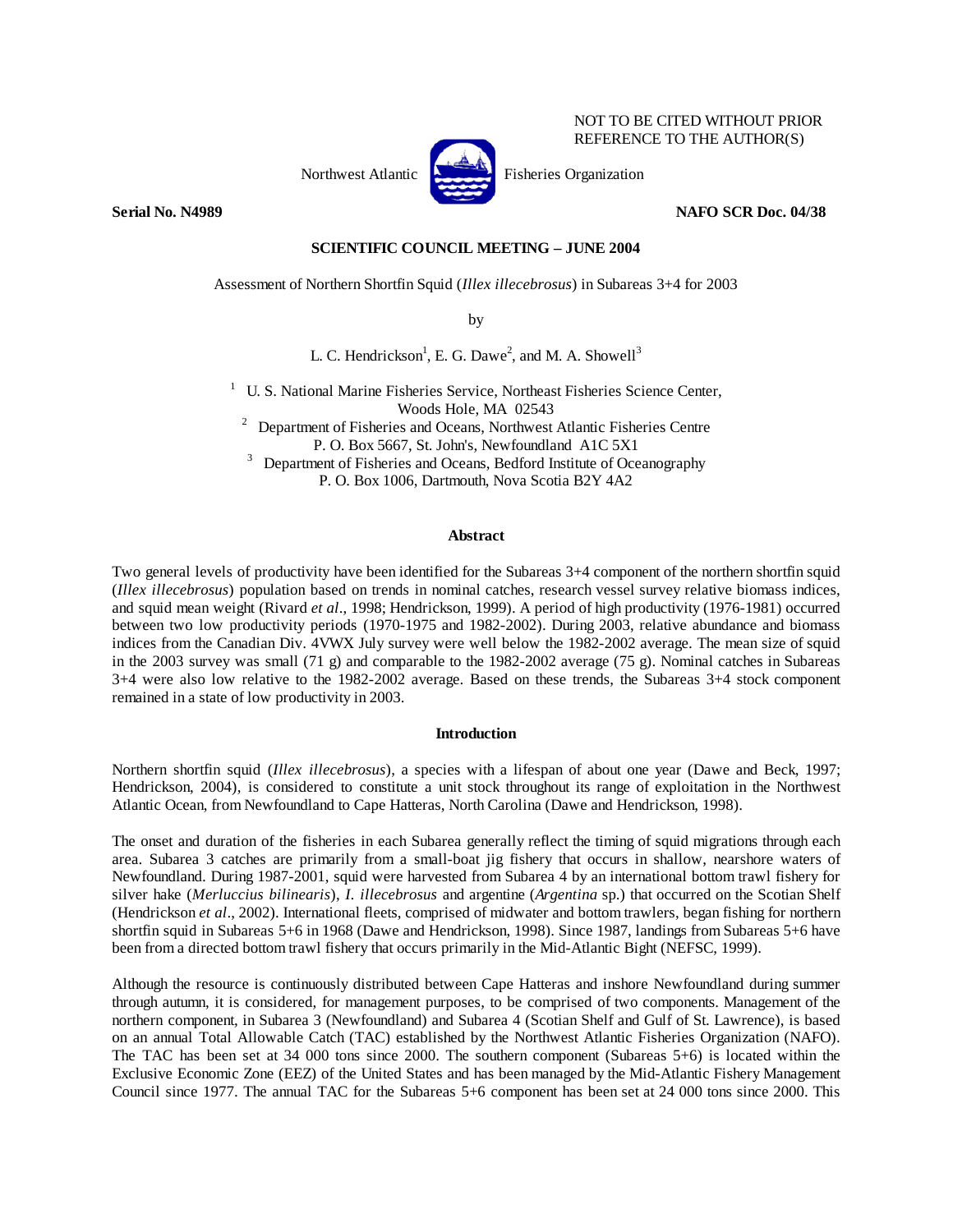NOT TO BE CITED WITHOUT PRIOR REFERENCE TO THE AUTHOR(S)

Northwest Atlantic Fisheries Organization

**Serial No. N4989** **NAFO SCR Doc. 04/38**

**SCIENTIFIC COUNCIL MEETING – JUNE 2004**

Assessment of Northern Shortfin Squid (*Illex illecebrosus*) in Subareas 3+4 for 2003

by

L. C. Hendrickson[1], E. G. Dawe[2], and M. A. Showell[3]

[1] U. S. National Marine Fisheries Service, Northeast Fisheries Science Center, Woods Hole, MA 02543

[2] Department of Fisheries and Oceans, Northwest Atlantic Fisheries Centre P. O. Box 5667, St. John's, Newfoundland A1C 5X1

[3] Department of Fisheries and Oceans, Bedford Institute of Oceanography P. O. Box 1006, Dartmouth, Nova Scotia B2Y 4A2

## Abstract

Two general levels of productivity have been identified for the Subareas 3+4 component of the northern shortfin squid (*Illex illecebrosus*) population based on trends in nominal catches, research vessel survey relative biomass indices, and squid mean weight (Rivard *et al*., 1998; Hendrickson, 1999). A period of high productivity (1976-1981) occurred between two low productivity periods (1970-1975 and 1982-2002). During 2003, relative abundance and biomass indices from the Canadian Div. 4VWX July survey were well below the 1982-2002 average. The mean size of squid in the 2003 survey was small (71 g) and comparable to the 1982-2002 average (75 g). Nominal catches in Subareas 3+4 were also low relative to the 1982-2002 average. Based on these trends, the Subareas 3+4 stock component remained in a state of low productivity in 2003.

## Introduction

Northern shortfin squid (*Illex illecebrosus*), a species with a lifespan of about one year (Dawe and Beck, 1997; Hendrickson, 2004), is considered to constitute a unit stock throughout its range of exploitation in the Northwest Atlantic Ocean, from Newfoundland to Cape Hatteras, North Carolina (Dawe and Hendrickson, 1998).

The onset and duration of the fisheries in each Subarea generally reflect the timing of squid migrations through each area. Subarea 3 catches are primarily from a small-boat jig fishery that occurs in shallow, nearshore waters of Newfoundland. During 1987-2001, squid were harvested from Subarea 4 by an international bottom trawl fishery for silver hake (*Merluccius bilinearis*), *I. illecebrosus* and argentine (*Argentina* sp.) that occurred on the Scotian Shelf (Hendrickson *et al*., 2002). International fleets, comprised of midwater and bottom trawlers, began fishing for northern shortfin squid in Subareas 5+6 in 1968 (Dawe and Hendrickson, 1998). Since 1987, landings from Subareas 5+6 have been from a directed bottom trawl fishery that occurs primarily in the Mid-Atlantic Bight (NEFSC, 1999).

Although the resource is continuously distributed between Cape Hatteras and inshore Newfoundland during summer through autumn, it is considered, for management purposes, to be comprised of two components. Management of the northern component, in Subarea 3 (Newfoundland) and Subarea 4 (Scotian Shelf and Gulf of St. Lawrence), is based on an annual Total Allowable Catch (TAC) established by the Northwest Atlantic Fisheries Organization (NAFO). The TAC has been set at 34 000 tons since 2000. The southern component (Subareas 5+6) is located within the Exclusive Economic Zone (EEZ) of the United States and has been managed by the Mid-Atlantic Fishery Management Council since 1977. The annual TAC for the Subareas 5+6 component has been set at 24 000 tons since 2000. This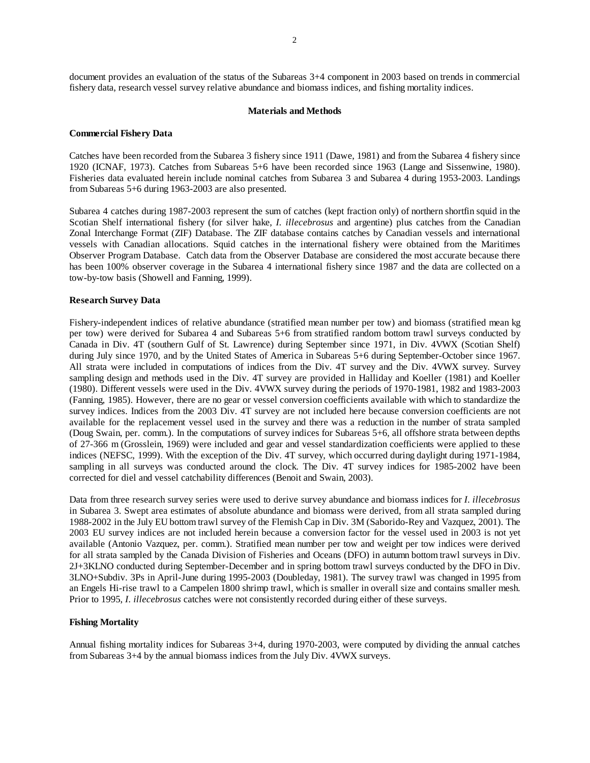document provides an evaluation of the status of the Subareas 3+4 component in 2003 based on trends in commercial fishery data, research vessel survey relative abundance and biomass indices, and fishing mortality indices.

## Materials and Methods

### Commercial Fishery Data

Catches have been recorded from the Subarea 3 fishery since 1911 (Dawe, 1981) and from the Subarea 4 fishery since 1920 (ICNAF, 1973). Catches from Subareas 5+6 have been recorded since 1963 (Lange and Sissenwine, 1980). Fisheries data evaluated herein include nominal catches from Subarea 3 and Subarea 4 during 1953-2003. Landings from Subareas 5+6 during 1963-2003 are also presented.

Subarea 4 catches during 1987-2003 represent the sum of catches (kept fraction only) of northern shortfin squid in the Scotian Shelf international fishery (for silver hake, *I. illecebrosus* and argentine) plus catches from the Canadian Zonal Interchange Format (ZIF) Database. The ZIF database contains catches by Canadian vessels and international vessels with Canadian allocations. Squid catches in the international fishery were obtained from the Maritimes Observer Program Database. Catch data from the Observer Database are considered the most accurate because there has been 100% observer coverage in the Subarea 4 international fishery since 1987 and the data are collected on a tow-by-tow basis (Showell and Fanning, 1999).

### Research Survey Data

Fishery-independent indices of relative abundance (stratified mean number per tow) and biomass (stratified mean kg per tow) were derived for Subarea 4 and Subareas 5+6 from stratified random bottom trawl surveys conducted by Canada in Div. 4T (southern Gulf of St. Lawrence) during September since 1971, in Div. 4VWX (Scotian Shelf) during July since 1970, and by the United States of America in Subareas 5+6 during September-October since 1967. All strata were included in computations of indices from the Div. 4T survey and the Div. 4VWX survey. Survey sampling design and methods used in the Div. 4T survey are provided in Halliday and Koeller (1981) and Koeller (1980). Different vessels were used in the Div. 4VWX survey during the periods of 1970-1981, 1982 and 1983-2003 (Fanning, 1985). However, there are no gear or vessel conversion coefficients available with which to standardize the survey indices. Indices from the 2003 Div. 4T survey are not included here because conversion coefficients are not available for the replacement vessel used in the survey and there was a reduction in the number of strata sampled (Doug Swain, per. comm.). In the computations of survey indices for Subareas 5+6, all offshore strata between depths of 27-366 m (Grosslein, 1969) were included and gear and vessel standardization coefficients were applied to these indices (NEFSC, 1999). With the exception of the Div. 4T survey, which occurred during daylight during 1971-1984, sampling in all surveys was conducted around the clock. The Div. 4T survey indices for 1985-2002 have been corrected for diel and vessel catchability differences (Benoit and Swain, 2003).

Data from three research survey series were used to derive survey abundance and biomass indices for *I. illecebrosus* in Subarea 3. Swept area estimates of absolute abundance and biomass were derived, from all strata sampled during 1988-2002 in the July EU bottom trawl survey of the Flemish Cap in Div. 3M (Saborido-Rey and Vazquez, 2001). The 2003 EU survey indices are not included herein because a conversion factor for the vessel used in 2003 is not yet available (Antonio Vazquez, per. comm.). Stratified mean number per tow and weight per tow indices were derived for all strata sampled by the Canada Division of Fisheries and Oceans (DFO) in autumn bottom trawl surveys in Div. 2J+3KLNO conducted during September-December and in spring bottom trawl surveys conducted by the DFO in Div. 3LNO+Subdiv. 3Ps in April-June during 1995-2003 (Doubleday, 1981). The survey trawl was changed in 1995 from an Engels Hi-rise trawl to a Campelen 1800 shrimp trawl, which is smaller in overall size and contains smaller mesh. Prior to 1995, *I. illecebrosus* catches were not consistently recorded during either of these surveys.

### Fishing Mortality

Annual fishing mortality indices for Subareas 3+4, during 1970-2003, were computed by dividing the annual catches from Subareas 3+4 by the annual biomass indices from the July Div. 4VWX surveys.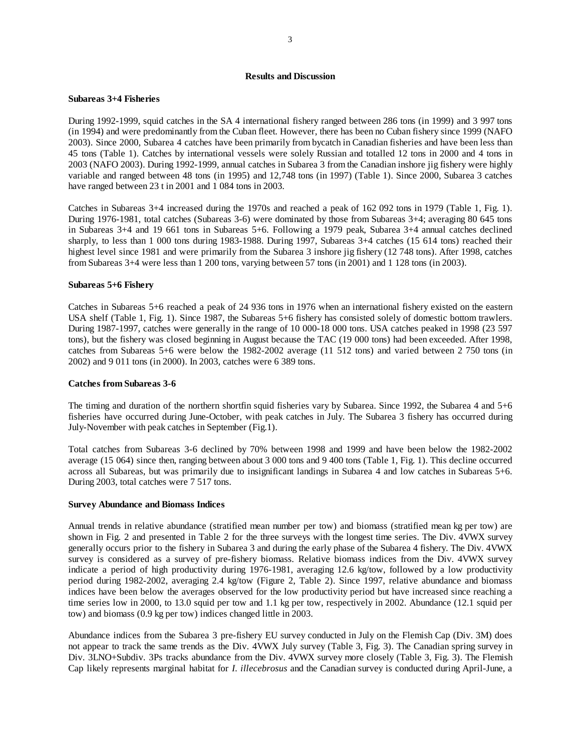## Results and Discussion

### Subareas 3+4 Fisheries

During 1992-1999, squid catches in the SA 4 international fishery ranged between 286 tons (in 1999) and 3 997 tons (in 1994) and were predominantly from the Cuban fleet. However, there has been no Cuban fishery since 1999 (NAFO 2003). Since 2000, Subarea 4 catches have been primarily from bycatch in Canadian fisheries and have been less than 45 tons (Table 1). Catches by international vessels were solely Russian and totalled 12 tons in 2000 and 4 tons in 2003 (NAFO 2003). During 1992-1999, annual catches in Subarea 3 from the Canadian inshore jig fishery were highly variable and ranged between 48 tons (in 1995) and 12,748 tons (in 1997) (Table 1). Since 2000, Subarea 3 catches have ranged between 23 t in 2001 and 1 084 tons in 2003.

Catches in Subareas 3+4 increased during the 1970s and reached a peak of 162 092 tons in 1979 (Table 1, Fig. 1). During 1976-1981, total catches (Subareas 3-6) were dominated by those from Subareas 3+4; averaging 80 645 tons in Subareas 3+4 and 19 661 tons in Subareas 5+6. Following a 1979 peak, Subarea 3+4 annual catches declined sharply, to less than 1 000 tons during 1983-1988. During 1997, Subareas 3+4 catches (15 614 tons) reached their highest level since 1981 and were primarily from the Subarea 3 inshore jig fishery (12 748 tons). After 1998, catches from Subareas 3+4 were less than 1 200 tons, varying between 57 tons (in 2001) and 1 128 tons (in 2003).

### Subareas 5+6 Fishery

Catches in Subareas 5+6 reached a peak of 24 936 tons in 1976 when an international fishery existed on the eastern USA shelf (Table 1, Fig. 1). Since 1987, the Subareas 5+6 fishery has consisted solely of domestic bottom trawlers. During 1987-1997, catches were generally in the range of 10 000-18 000 tons. USA catches peaked in 1998 (23 597 tons), but the fishery was closed beginning in August because the TAC (19 000 tons) had been exceeded. After 1998, catches from Subareas 5+6 were below the 1982-2002 average (11 512 tons) and varied between 2 750 tons (in 2002) and 9 011 tons (in 2000). In 2003, catches were 6 389 tons.

### Catches from Subareas 3-6

The timing and duration of the northern shortfin squid fisheries vary by Subarea. Since 1992, the Subarea 4 and 5+6 fisheries have occurred during June-October, with peak catches in July. The Subarea 3 fishery has occurred during July-November with peak catches in September (Fig.1).

Total catches from Subareas 3-6 declined by 70% between 1998 and 1999 and have been below the 1982-2002 average (15 064) since then, ranging between about 3 000 tons and 9 400 tons (Table 1, Fig. 1). This decline occurred across all Subareas, but was primarily due to insignificant landings in Subarea 4 and low catches in Subareas 5+6. During 2003, total catches were 7 517 tons.

### Survey Abundance and Biomass Indices

Annual trends in relative abundance (stratified mean number per tow) and biomass (stratified mean kg per tow) are shown in Fig. 2 and presented in Table 2 for the three surveys with the longest time series. The Div. 4VWX survey generally occurs prior to the fishery in Subarea 3 and during the early phase of the Subarea 4 fishery. The Div. 4VWX survey is considered as a survey of pre-fishery biomass. Relative biomass indices from the Div. 4VWX survey indicate a period of high productivity during 1976-1981, averaging 12.6 kg/tow, followed by a low productivity period during 1982-2002, averaging 2.4 kg/tow (Figure 2, Table 2). Since 1997, relative abundance and biomass indices have been below the averages observed for the low productivity period but have increased since reaching a time series low in 2000, to 13.0 squid per tow and 1.1 kg per tow, respectively in 2002. Abundance (12.1 squid per tow) and biomass (0.9 kg per tow) indices changed little in 2003.

Abundance indices from the Subarea 3 pre-fishery EU survey conducted in July on the Flemish Cap (Div. 3M) does not appear to track the same trends as the Div. 4VWX July survey (Table 3, Fig. 3). The Canadian spring survey in Div. 3LNO+Subdiv. 3Ps tracks abundance from the Div. 4VWX survey more closely (Table 3, Fig. 3). The Flemish Cap likely represents marginal habitat for *I. illecebrosus* and the Canadian survey is conducted during April-June, a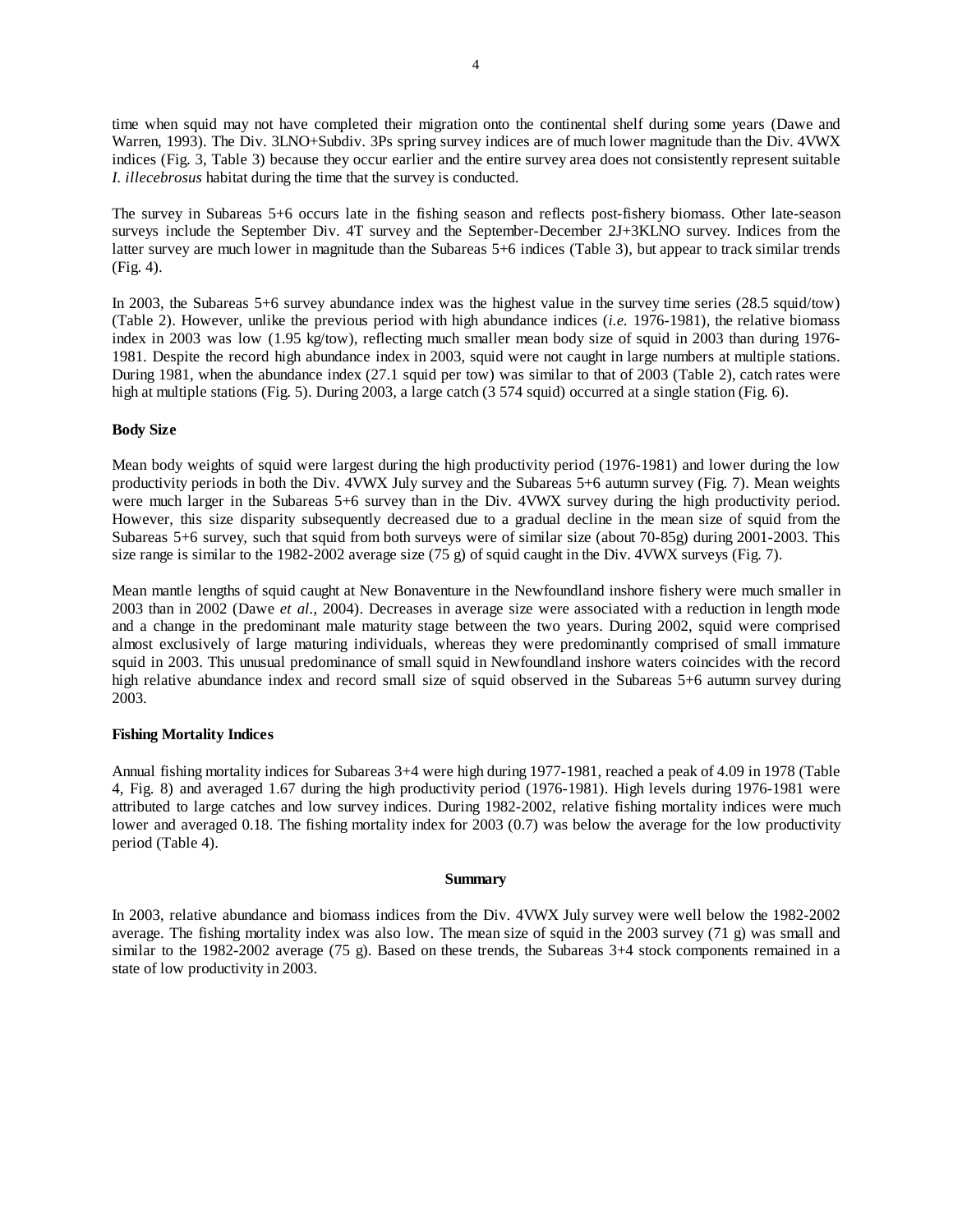time when squid may not have completed their migration onto the continental shelf during some years (Dawe and Warren, 1993). The Div. 3LNO+Subdiv. 3Ps spring survey indices are of much lower magnitude than the Div. 4VWX indices (Fig. 3, Table 3) because they occur earlier and the entire survey area does not consistently represent suitable *I. illecebrosus* habitat during the time that the survey is conducted.

The survey in Subareas 5+6 occurs late in the fishing season and reflects post-fishery biomass. Other late-season surveys include the September Div. 4T survey and the September-December 2J+3KLNO survey. Indices from the latter survey are much lower in magnitude than the Subareas 5+6 indices (Table 3), but appear to track similar trends (Fig. 4).

In 2003, the Subareas 5+6 survey abundance index was the highest value in the survey time series (28.5 squid/tow) (Table 2). However, unlike the previous period with high abundance indices (*i.e.* 1976-1981), the relative biomass index in 2003 was low (1.95 kg/tow), reflecting much smaller mean body size of squid in 2003 than during 1976-1981. Despite the record high abundance index in 2003, squid were not caught in large numbers at multiple stations. During 1981, when the abundance index (27.1 squid per tow) was similar to that of 2003 (Table 2), catch rates were high at multiple stations (Fig. 5). During 2003, a large catch (3 574 squid) occurred at a single station (Fig. 6).

**Body Size**

Mean body weights of squid were largest during the high productivity period (1976-1981) and lower during the low productivity periods in both the Div. 4VWX July survey and the Subareas 5+6 autumn survey (Fig. 7). Mean weights were much larger in the Subareas 5+6 survey than in the Div. 4VWX survey during the high productivity period. However, this size disparity subsequently decreased due to a gradual decline in the mean size of squid from the Subareas 5+6 survey, such that squid from both surveys were of similar size (about 70-85g) during 2001-2003. This size range is similar to the 1982-2002 average size (75 g) of squid caught in the Div. 4VWX surveys (Fig. 7).

Mean mantle lengths of squid caught at New Bonaventure in the Newfoundland inshore fishery were much smaller in 2003 than in 2002 (Dawe *et al*., 2004). Decreases in average size were associated with a reduction in length mode and a change in the predominant male maturity stage between the two years. During 2002, squid were comprised almost exclusively of large maturing individuals, whereas they were predominantly comprised of small immature squid in 2003. This unusual predominance of small squid in Newfoundland inshore waters coincides with the record high relative abundance index and record small size of squid observed in the Subareas 5+6 autumn survey during 2003.

**Fishing Mortality Indices**

Annual fishing mortality indices for Subareas 3+4 were high during 1977-1981, reached a peak of 4.09 in 1978 (Table 4, Fig. 8) and averaged 1.67 during the high productivity period (1976-1981). High levels during 1976-1981 were attributed to large catches and low survey indices. During 1982-2002, relative fishing mortality indices were much lower and averaged 0.18. The fishing mortality index for 2003 (0.7) was below the average for the low productivity period (Table 4).

## Summary

In 2003, relative abundance and biomass indices from the Div. 4VWX July survey were well below the 1982-2002 average. The fishing mortality index was also low. The mean size of squid in the 2003 survey (71 g) was small and similar to the 1982-2002 average (75 g). Based on these trends, the Subareas 3+4 stock components remained in a state of low productivity in 2003.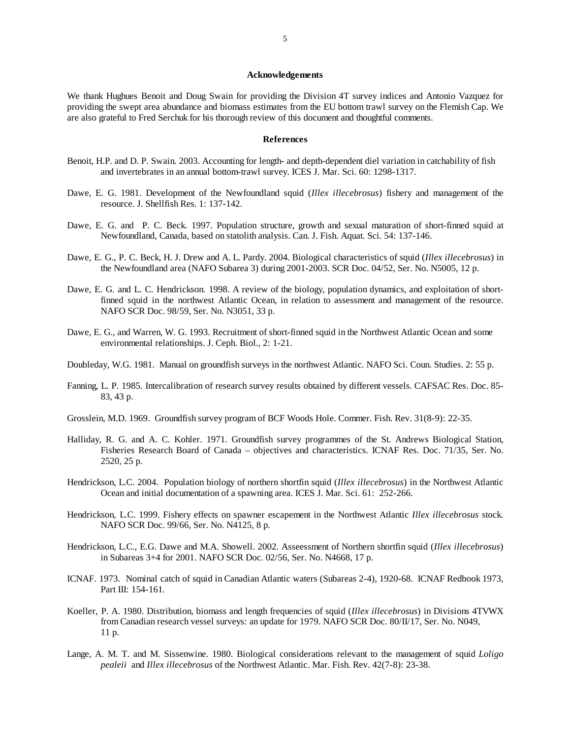## Acknowledgements

We thank Hughues Benoit and Doug Swain for providing the Division 4T survey indices and Antonio Vazquez for providing the swept area abundance and biomass estimates from the EU bottom trawl survey on the Flemish Cap. We are also grateful to Fred Serchuk for his thorough review of this document and thoughtful comments.

## References

Benoit, H.P. and D. P. Swain. 2003. Accounting for length- and depth-dependent diel variation in catchability of fish and invertebrates in an annual bottom-trawl survey. ICES J. Mar. Sci. 60: 1298-1317.

Dawe, E. G. 1981. Development of the Newfoundland squid (*Illex illecebrosus*) fishery and management of the resource. J. Shellfish Res. 1: 137-142.

Dawe, E. G. and P. C. Beck. 1997. Population structure, growth and sexual maturation of short-finned squid at Newfoundland, Canada, based on statolith analysis. Can. J. Fish. Aquat. Sci. 54: 137-146.

Dawe, E. G., P. C. Beck, H. J. Drew and A. L. Pardy. 2004. Biological characteristics of squid (*Illex illecebrosus*) in the Newfoundland area (NAFO Subarea 3) during 2001-2003. SCR Doc. 04/52, Ser. No. N5005, 12 p.

Dawe, E. G. and L. C. Hendrickson. 1998. A review of the biology, population dynamics, and exploitation of short-finned squid in the northwest Atlantic Ocean, in relation to assessment and management of the resource. NAFO SCR Doc. 98/59, Ser. No. N3051, 33 p.

Dawe, E. G., and Warren, W. G. 1993. Recruitment of short-finned squid in the Northwest Atlantic Ocean and some environmental relationships. J. Ceph. Biol., 2: 1-21.

Doubleday, W.G. 1981. Manual on groundfish surveys in the northwest Atlantic. NAFO Sci. Coun. Studies. 2: 55 p.

Fanning, L. P. 1985. Intercalibration of research survey results obtained by different vessels. CAFSAC Res. Doc. 85-83, 43 p.

Grosslein, M.D. 1969. Groundfish survey program of BCF Woods Hole. Commer. Fish. Rev. 31(8-9): 22-35.

Halliday, R. G. and A. C. Kohler. 1971. Groundfish survey programmes of the St. Andrews Biological Station, Fisheries Research Board of Canada – objectives and characteristics. ICNAF Res. Doc. 71/35, Ser. No. 2520, 25 p.

Hendrickson, L.C. 2004. Population biology of northern shortfin squid (*Illex illecebrosus*) in the Northwest Atlantic Ocean and initial documentation of a spawning area. ICES J. Mar. Sci. 61: 252-266.

Hendrickson, L.C. 1999. Fishery effects on spawner escapement in the Northwest Atlantic *Illex illecebrosus* stock. NAFO SCR Doc. 99/66, Ser. No. N4125, 8 p.

Hendrickson, L.C., E.G. Dawe and M.A. Showell. 2002. Asseessment of Northern shortfin squid (*Illex illecebrosus*) in Subareas 3+4 for 2001. NAFO SCR Doc. 02/56, Ser. No. N4668, 17 p.

ICNAF. 1973. Nominal catch of squid in Canadian Atlantic waters (Subareas 2-4), 1920-68. ICNAF Redbook 1973, Part III: 154-161.

Koeller, P. A. 1980. Distribution, biomass and length frequencies of squid (*Illex illecebrosus*) in Divisions 4TVWX from Canadian research vessel surveys: an update for 1979. NAFO SCR Doc. 80/II/17, Ser. No. N049, 11 p.

Lange, A. M. T. and M. Sissenwine. 1980. Biological considerations relevant to the management of squid *Loligo pealeii* and *Illex illecebrosus* of the Northwest Atlantic. Mar. Fish. Rev. 42(7-8): 23-38.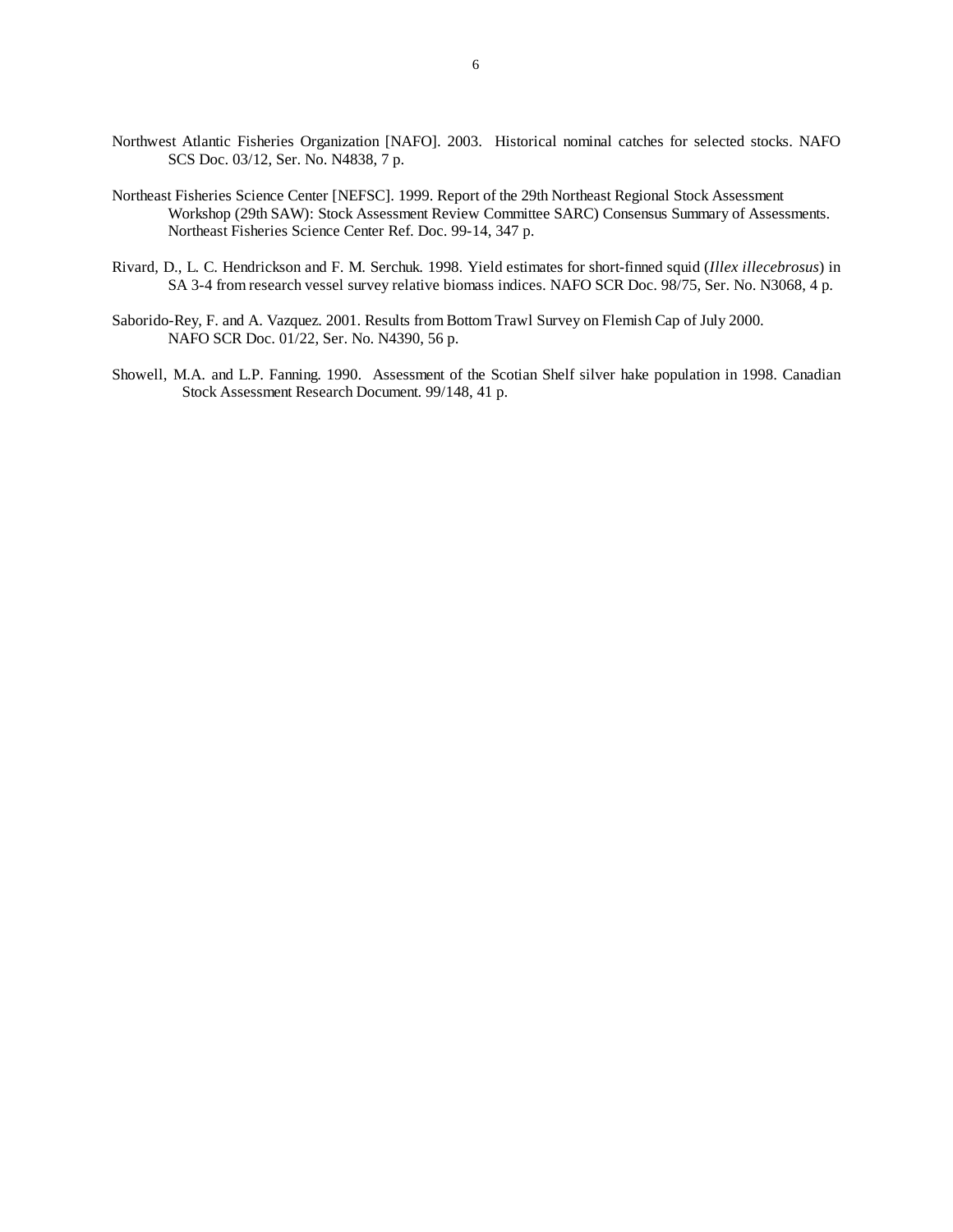Northwest Atlantic Fisheries Organization [NAFO]. 2003. Historical nominal catches for selected stocks. NAFO SCS Doc. 03/12, Ser. No. N4838, 7 p.

Northeast Fisheries Science Center [NEFSC]. 1999. Report of the 29th Northeast Regional Stock Assessment Workshop (29th SAW): Stock Assessment Review Committee SARC) Consensus Summary of Assessments. Northeast Fisheries Science Center Ref. Doc. 99-14, 347 p.

Rivard, D., L. C. Hendrickson and F. M. Serchuk. 1998. Yield estimates for short-finned squid (*Illex illecebrosus*) in SA 3-4 from research vessel survey relative biomass indices. NAFO SCR Doc. 98/75, Ser. No. N3068, 4 p.

Saborido-Rey, F. and A. Vazquez. 2001. Results from Bottom Trawl Survey on Flemish Cap of July 2000. NAFO SCR Doc. 01/22, Ser. No. N4390, 56 p.

Showell, M.A. and L.P. Fanning. 1990. Assessment of the Scotian Shelf silver hake population in 1998. Canadian Stock Assessment Research Document. 99/148, 41 p.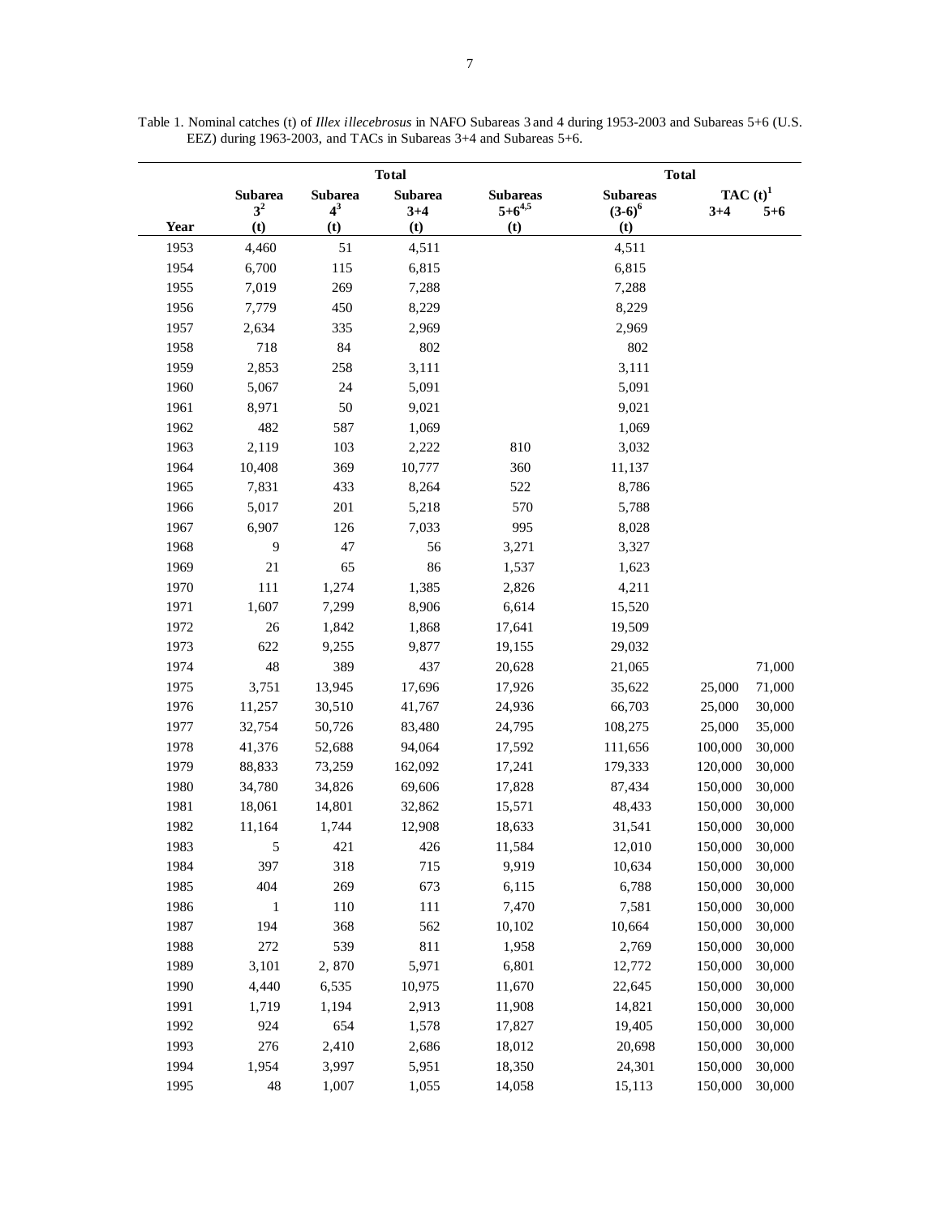Table 1. Nominal catches (t) of *Illex illecebrosus* in NAFO Subareas 3 and 4 during 1953-2003 and Subareas 5+6 (U.S. EEZ) during 1963-2003, and TACs in Subareas 3+4 and Subareas 5+6.

| | | | Total | | Total | | |
|---|---|---|---|---|---|---|---|
| Year | Subarea 3[2] (t) | Subarea 4[3] (t) | Subarea 3+4 (t) | Subareas 5+6[4,5] (t) | Subareas (3-6)[6] (t) | TAC (t)[1] 3+4 | 5+6 |
| 1953 | 4,460 | 51 | 4,511 | | 4,511 | | |
| 1954 | 6,700 | 115 | 6,815 | | 6,815 | | |
| 1955 | 7,019 | 269 | 7,288 | | 7,288 | | |
| 1956 | 7,779 | 450 | 8,229 | | 8,229 | | |
| 1957 | 2,634 | 335 | 2,969 | | 2,969 | | |
| 1958 | 718 | 84 | 802 | | 802 | | |
| 1959 | 2,853 | 258 | 3,111 | | 3,111 | | |
| 1960 | 5,067 | 24 | 5,091 | | 5,091 | | |
| 1961 | 8,971 | 50 | 9,021 | | 9,021 | | |
| 1962 | 482 | 587 | 1,069 | | 1,069 | | |
| 1963 | 2,119 | 103 | 2,222 | 810 | 3,032 | | |
| 1964 | 10,408 | 369 | 10,777 | 360 | 11,137 | | |
| 1965 | 7,831 | 433 | 8,264 | 522 | 8,786 | | |
| 1966 | 5,017 | 201 | 5,218 | 570 | 5,788 | | |
| 1967 | 6,907 | 126 | 7,033 | 995 | 8,028 | | |
| 1968 | 9 | 47 | 56 | 3,271 | 3,327 | | |
| 1969 | 21 | 65 | 86 | 1,537 | 1,623 | | |
| 1970 | 111 | 1,274 | 1,385 | 2,826 | 4,211 | | |
| 1971 | 1,607 | 7,299 | 8,906 | 6,614 | 15,520 | | |
| 1972 | 26 | 1,842 | 1,868 | 17,641 | 19,509 | | |
| 1973 | 622 | 9,255 | 9,877 | 19,155 | 29,032 | | |
| 1974 | 48 | 389 | 437 | 20,628 | 21,065 | | 71,000 |
| 1975 | 3,751 | 13,945 | 17,696 | 17,926 | 35,622 | 25,000 | 71,000 |
| 1976 | 11,257 | 30,510 | 41,767 | 24,936 | 66,703 | 25,000 | 30,000 |
| 1977 | 32,754 | 50,726 | 83,480 | 24,795 | 108,275 | 25,000 | 35,000 |
| 1978 | 41,376 | 52,688 | 94,064 | 17,592 | 111,656 | 100,000 | 30,000 |
| 1979 | 88,833 | 73,259 | 162,092 | 17,241 | 179,333 | 120,000 | 30,000 |
| 1980 | 34,780 | 34,826 | 69,606 | 17,828 | 87,434 | 150,000 | 30,000 |
| 1981 | 18,061 | 14,801 | 32,862 | 15,571 | 48,433 | 150,000 | 30,000 |
| 1982 | 11,164 | 1,744 | 12,908 | 18,633 | 31,541 | 150,000 | 30,000 |
| 1983 | 5 | 421 | 426 | 11,584 | 12,010 | 150,000 | 30,000 |
| 1984 | 397 | 318 | 715 | 9,919 | 10,634 | 150,000 | 30,000 |
| 1985 | 404 | 269 | 673 | 6,115 | 6,788 | 150,000 | 30,000 |
| 1986 | 1 | 110 | 111 | 7,470 | 7,581 | 150,000 | 30,000 |
| 1987 | 194 | 368 | 562 | 10,102 | 10,664 | 150,000 | 30,000 |
| 1988 | 272 | 539 | 811 | 1,958 | 2,769 | 150,000 | 30,000 |
| 1989 | 3,101 | 2, 870 | 5,971 | 6,801 | 12,772 | 150,000 | 30,000 |
| 1990 | 4,440 | 6,535 | 10,975 | 11,670 | 22,645 | 150,000 | 30,000 |
| 1991 | 1,719 | 1,194 | 2,913 | 11,908 | 14,821 | 150,000 | 30,000 |
| 1992 | 924 | 654 | 1,578 | 17,827 | 19,405 | 150,000 | 30,000 |
| 1993 | 276 | 2,410 | 2,686 | 18,012 | 20,698 | 150,000 | 30,000 |
| 1994 | 1,954 | 3,997 | 5,951 | 18,350 | 24,301 | 150,000 | 30,000 |
| 1995 | 48 | 1,007 | 1,055 | 14,058 | 15,113 | 150,000 | 30,000 |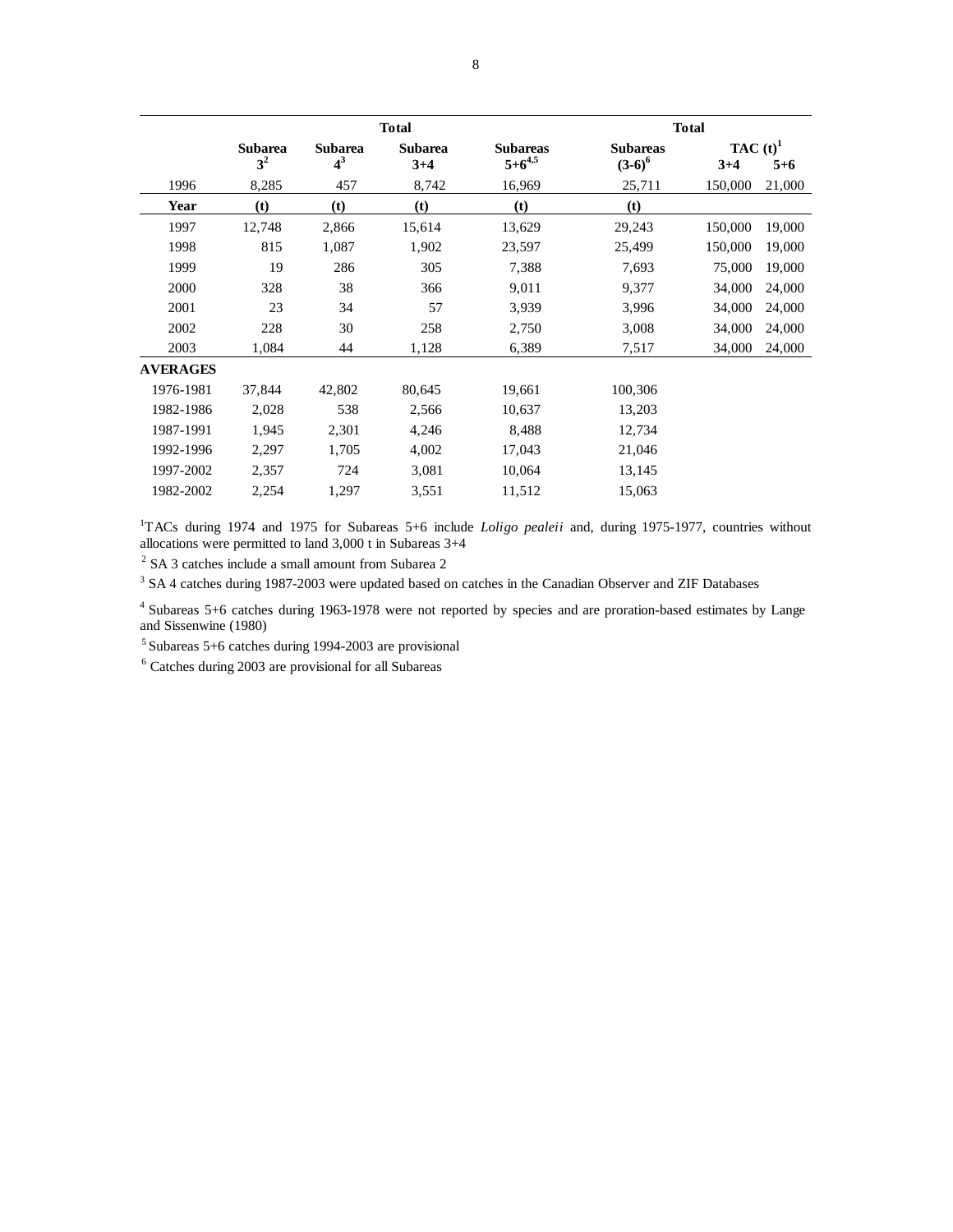| | | | Total | | Total | | |
|---|---|---|---|---|---|---|---|
| | Subarea 3[2] | Subarea 4[3] | Subarea 3+4 | Subareas 5+6[4,5] | Subareas (3-6)[6] | TAC (t)[1] 3+4 | 5+6 |
| 1996 | 8,285 | 457 | 8,742 | 16,969 | 25,711 | 150,000 | 21,000 |
| **Year** | **(t)** | **(t)** | **(t)** | **(t)** | **(t)** | | |
| 1997 | 12,748 | 2,866 | 15,614 | 13,629 | 29,243 | 150,000 | 19,000 |
| 1998 | 815 | 1,087 | 1,902 | 23,597 | 25,499 | 150,000 | 19,000 |
| 1999 | 19 | 286 | 305 | 7,388 | 7,693 | 75,000 | 19,000 |
| 2000 | 328 | 38 | 366 | 9,011 | 9,377 | 34,000 | 24,000 |
| 2001 | 23 | 34 | 57 | 3,939 | 3,996 | 34,000 | 24,000 |
| 2002 | 228 | 30 | 258 | 2,750 | 3,008 | 34,000 | 24,000 |
| 2003 | 1,084 | 44 | 1,128 | 6,389 | 7,517 | 34,000 | 24,000 |
| **AVERAGES** | | | | | | | |
| 1976-1981 | 37,844 | 42,802 | 80,645 | 19,661 | 100,306 | | |
| 1982-1986 | 2,028 | 538 | 2,566 | 10,637 | 13,203 | | |
| 1987-1991 | 1,945 | 2,301 | 4,246 | 8,488 | 12,734 | | |
| 1992-1996 | 2,297 | 1,705 | 4,002 | 17,043 | 21,046 | | |
| 1997-2002 | 2,357 | 724 | 3,081 | 10,064 | 13,145 | | |
| 1982-2002 | 2,254 | 1,297 | 3,551 | 11,512 | 15,063 | | |

[1]TACs during 1974 and 1975 for Subareas 5+6 include *Loligo pealeii* and, during 1975-1977, countries without allocations were permitted to land 3,000 t in Subareas 3+4

[2] SA 3 catches include a small amount from Subarea 2

[3] SA 4 catches during 1987-2003 were updated based on catches in the Canadian Observer and ZIF Databases

[4] Subareas 5+6 catches during 1963-1978 were not reported by species and are proration-based estimates by Lange and Sissenwine (1980)

[5] Subareas 5+6 catches during 1994-2003 are provisional

[6] Catches during 2003 are provisional for all Subareas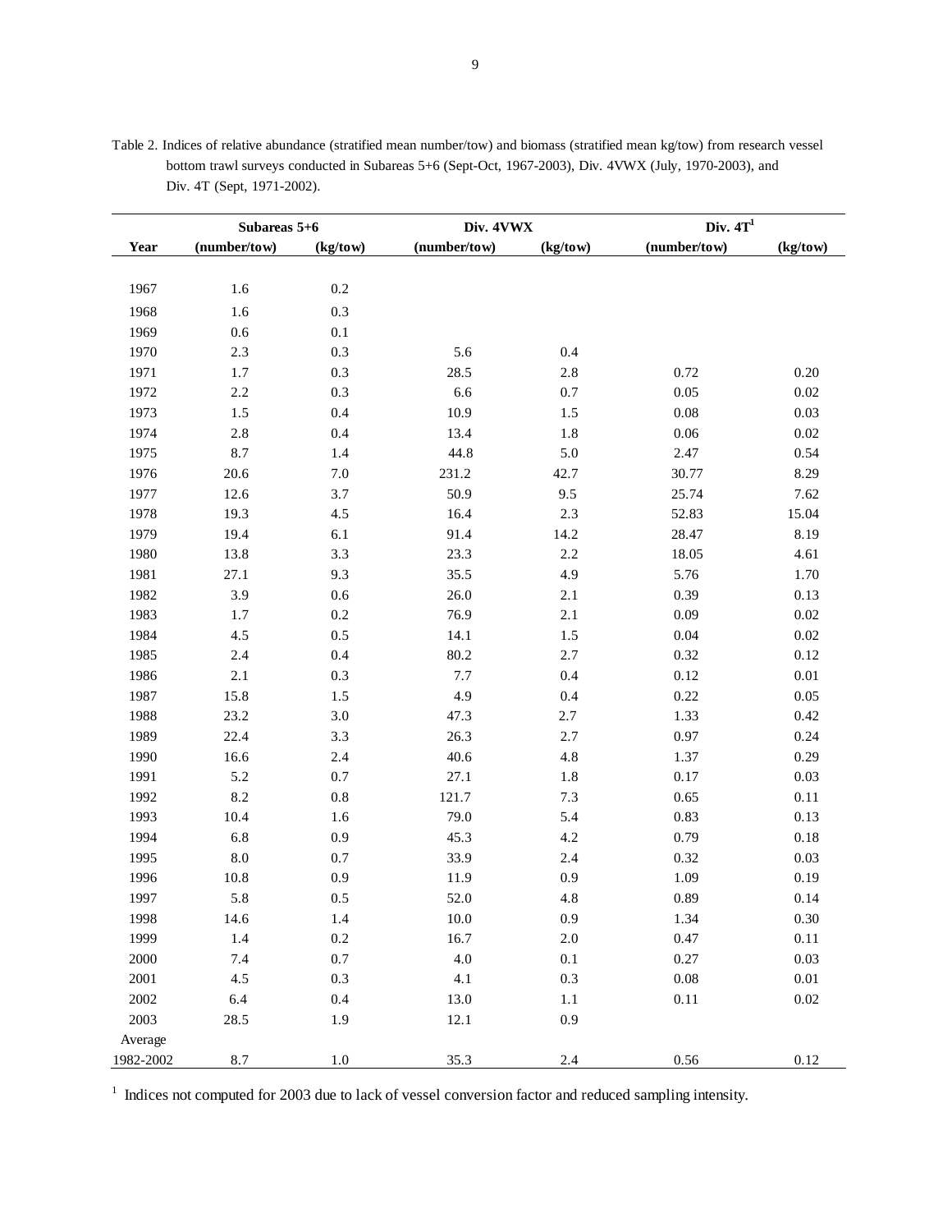Table 2. Indices of relative abundance (stratified mean number/tow) and biomass (stratified mean kg/tow) from research vessel bottom trawl surveys conducted in Subareas 5+6 (Sept-Oct, 1967-2003), Div. 4VWX (July, 1970-2003), and Div. 4T (Sept, 1971-2002).

| | **Subareas 5+6** | | **Div. 4VWX** | | **Div. 4T[1]** | |
|---|---|---|---|---|---|---|
| **Year** | **(number/tow)** | **(kg/tow)** | **(number/tow)** | **(kg/tow)** | **(number/tow)** | **(kg/tow)** |
| 1967 | 1.6 | 0.2 | | | | |
| 1968 | 1.6 | 0.3 | | | | |
| 1969 | 0.6 | 0.1 | | | | |
| 1970 | 2.3 | 0.3 | 5.6 | 0.4 | | |
| 1971 | 1.7 | 0.3 | 28.5 | 2.8 | 0.72 | 0.20 |
| 1972 | 2.2 | 0.3 | 6.6 | 0.7 | 0.05 | 0.02 |
| 1973 | 1.5 | 0.4 | 10.9 | 1.5 | 0.08 | 0.03 |
| 1974 | 2.8 | 0.4 | 13.4 | 1.8 | 0.06 | 0.02 |
| 1975 | 8.7 | 1.4 | 44.8 | 5.0 | 2.47 | 0.54 |
| 1976 | 20.6 | 7.0 | 231.2 | 42.7 | 30.77 | 8.29 |
| 1977 | 12.6 | 3.7 | 50.9 | 9.5 | 25.74 | 7.62 |
| 1978 | 19.3 | 4.5 | 16.4 | 2.3 | 52.83 | 15.04 |
| 1979 | 19.4 | 6.1 | 91.4 | 14.2 | 28.47 | 8.19 |
| 1980 | 13.8 | 3.3 | 23.3 | 2.2 | 18.05 | 4.61 |
| 1981 | 27.1 | 9.3 | 35.5 | 4.9 | 5.76 | 1.70 |
| 1982 | 3.9 | 0.6 | 26.0 | 2.1 | 0.39 | 0.13 |
| 1983 | 1.7 | 0.2 | 76.9 | 2.1 | 0.09 | 0.02 |
| 1984 | 4.5 | 0.5 | 14.1 | 1.5 | 0.04 | 0.02 |
| 1985 | 2.4 | 0.4 | 80.2 | 2.7 | 0.32 | 0.12 |
| 1986 | 2.1 | 0.3 | 7.7 | 0.4 | 0.12 | 0.01 |
| 1987 | 15.8 | 1.5 | 4.9 | 0.4 | 0.22 | 0.05 |
| 1988 | 23.2 | 3.0 | 47.3 | 2.7 | 1.33 | 0.42 |
| 1989 | 22.4 | 3.3 | 26.3 | 2.7 | 0.97 | 0.24 |
| 1990 | 16.6 | 2.4 | 40.6 | 4.8 | 1.37 | 0.29 |
| 1991 | 5.2 | 0.7 | 27.1 | 1.8 | 0.17 | 0.03 |
| 1992 | 8.2 | 0.8 | 121.7 | 7.3 | 0.65 | 0.11 |
| 1993 | 10.4 | 1.6 | 79.0 | 5.4 | 0.83 | 0.13 |
| 1994 | 6.8 | 0.9 | 45.3 | 4.2 | 0.79 | 0.18 |
| 1995 | 8.0 | 0.7 | 33.9 | 2.4 | 0.32 | 0.03 |
| 1996 | 10.8 | 0.9 | 11.9 | 0.9 | 1.09 | 0.19 |
| 1997 | 5.8 | 0.5 | 52.0 | 4.8 | 0.89 | 0.14 |
| 1998 | 14.6 | 1.4 | 10.0 | 0.9 | 1.34 | 0.30 |
| 1999 | 1.4 | 0.2 | 16.7 | 2.0 | 0.47 | 0.11 |
| 2000 | 7.4 | 0.7 | 4.0 | 0.1 | 0.27 | 0.03 |
| 2001 | 4.5 | 0.3 | 4.1 | 0.3 | 0.08 | 0.01 |
| 2002 | 6.4 | 0.4 | 13.0 | 1.1 | 0.11 | 0.02 |
| 2003 | 28.5 | 1.9 | 12.1 | 0.9 | | |
| Average 1982-2002 | 8.7 | 1.0 | 35.3 | 2.4 | 0.56 | 0.12 |

[1] Indices not computed for 2003 due to lack of vessel conversion factor and reduced sampling intensity.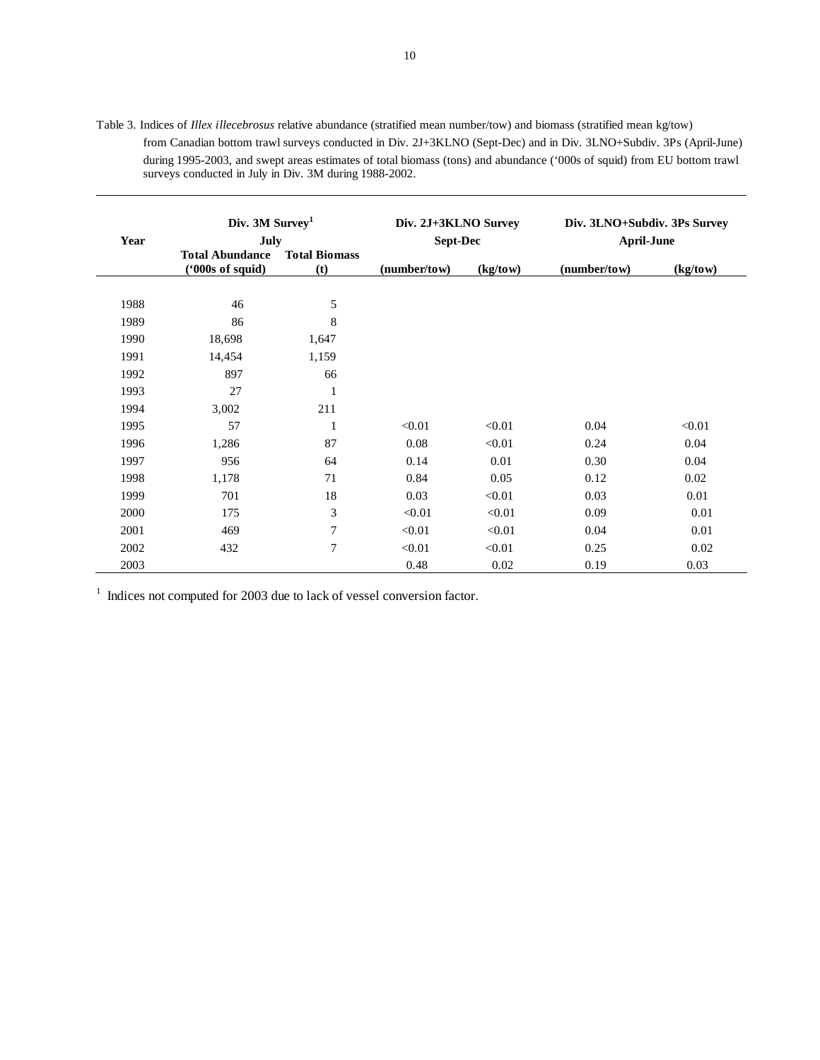Table 3. Indices of *Illex illecebrosus* relative abundance (stratified mean number/tow) and biomass (stratified mean kg/tow) from Canadian bottom trawl surveys conducted in Div. 2J+3KLNO (Sept-Dec) and in Div. 3LNO+Subdiv. 3Ps (April-June) during 1995-2003, and swept areas estimates of total biomass (tons) and abundance ('000s of squid) from EU bottom trawl surveys conducted in July in Div. 3M during 1988-2002.

| Year | Div. 3M Survey[1] July | | Div. 2J+3KLNO Survey Sept-Dec | | Div. 3LNO+Subdiv. 3Ps Survey April-June | |
|---|---|---|---|---|---|---|
| | Total Abundance ('000s of squid) | Total Biomass (t) | (number/tow) | (kg/tow) | (number/tow) | (kg/tow) |
| 1988 | 46 | 5 | | | | |
| 1989 | 86 | 8 | | | | |
| 1990 | 18,698 | 1,647 | | | | |
| 1991 | 14,454 | 1,159 | | | | |
| 1992 | 897 | 66 | | | | |
| 1993 | 27 | 1 | | | | |
| 1994 | 3,002 | 211 | | | | |
| 1995 | 57 | 1 | <0.01 | <0.01 | 0.04 | <0.01 |
| 1996 | 1,286 | 87 | 0.08 | <0.01 | 0.24 | 0.04 |
| 1997 | 956 | 64 | 0.14 | 0.01 | 0.30 | 0.04 |
| 1998 | 1,178 | 71 | 0.84 | 0.05 | 0.12 | 0.02 |
| 1999 | 701 | 18 | 0.03 | <0.01 | 0.03 | 0.01 |
| 2000 | 175 | 3 | <0.01 | <0.01 | 0.09 | 0.01 |
| 2001 | 469 | 7 | <0.01 | <0.01 | 0.04 | 0.01 |
| 2002 | 432 | 7 | <0.01 | <0.01 | 0.25 | 0.02 |
| 2003 | | | 0.48 | 0.02 | 0.19 | 0.03 |

[1] Indices not computed for 2003 due to lack of vessel conversion factor.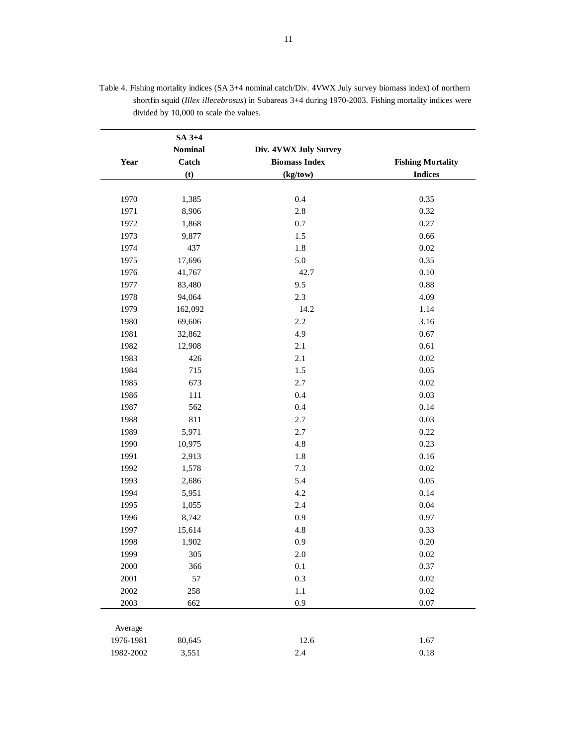Table 4. Fishing mortality indices (SA 3+4 nominal catch/Div. 4VWX July survey biomass index) of northern shortfin squid (*Illex illecebrosus*) in Subareas 3+4 during 1970-2003. Fishing mortality indices were divided by 10,000 to scale the values.

| Year | SA 3+4 Nominal Catch (t) | Div. 4VWX July Survey Biomass Index (kg/tow) | Fishing Mortality Indices |
|---|---|---|---|
| 1970 | 1,385 | 0.4 | 0.35 |
| 1971 | 8,906 | 2.8 | 0.32 |
| 1972 | 1,868 | 0.7 | 0.27 |
| 1973 | 9,877 | 1.5 | 0.66 |
| 1974 | 437 | 1.8 | 0.02 |
| 1975 | 17,696 | 5.0 | 0.35 |
| 1976 | 41,767 | 42.7 | 0.10 |
| 1977 | 83,480 | 9.5 | 0.88 |
| 1978 | 94,064 | 2.3 | 4.09 |
| 1979 | 162,092 | 14.2 | 1.14 |
| 1980 | 69,606 | 2.2 | 3.16 |
| 1981 | 32,862 | 4.9 | 0.67 |
| 1982 | 12,908 | 2.1 | 0.61 |
| 1983 | 426 | 2.1 | 0.02 |
| 1984 | 715 | 1.5 | 0.05 |
| 1985 | 673 | 2.7 | 0.02 |
| 1986 | 111 | 0.4 | 0.03 |
| 1987 | 562 | 0.4 | 0.14 |
| 1988 | 811 | 2.7 | 0.03 |
| 1989 | 5,971 | 2.7 | 0.22 |
| 1990 | 10,975 | 4.8 | 0.23 |
| 1991 | 2,913 | 1.8 | 0.16 |
| 1992 | 1,578 | 7.3 | 0.02 |
| 1993 | 2,686 | 5.4 | 0.05 |
| 1994 | 5,951 | 4.2 | 0.14 |
| 1995 | 1,055 | 2.4 | 0.04 |
| 1996 | 8,742 | 0.9 | 0.97 |
| 1997 | 15,614 | 4.8 | 0.33 |
| 1998 | 1,902 | 0.9 | 0.20 |
| 1999 | 305 | 2.0 | 0.02 |
| 2000 | 366 | 0.1 | 0.37 |
| 2001 | 57 | 0.3 | 0.02 |
| 2002 | 258 | 1.1 | 0.02 |
| 2003 | 662 | 0.9 | 0.07 |
| Average | | | |
| 1976-1981 | 80,645 | 12.6 | 1.67 |
| 1982-2002 | 3,551 | 2.4 | 0.18 |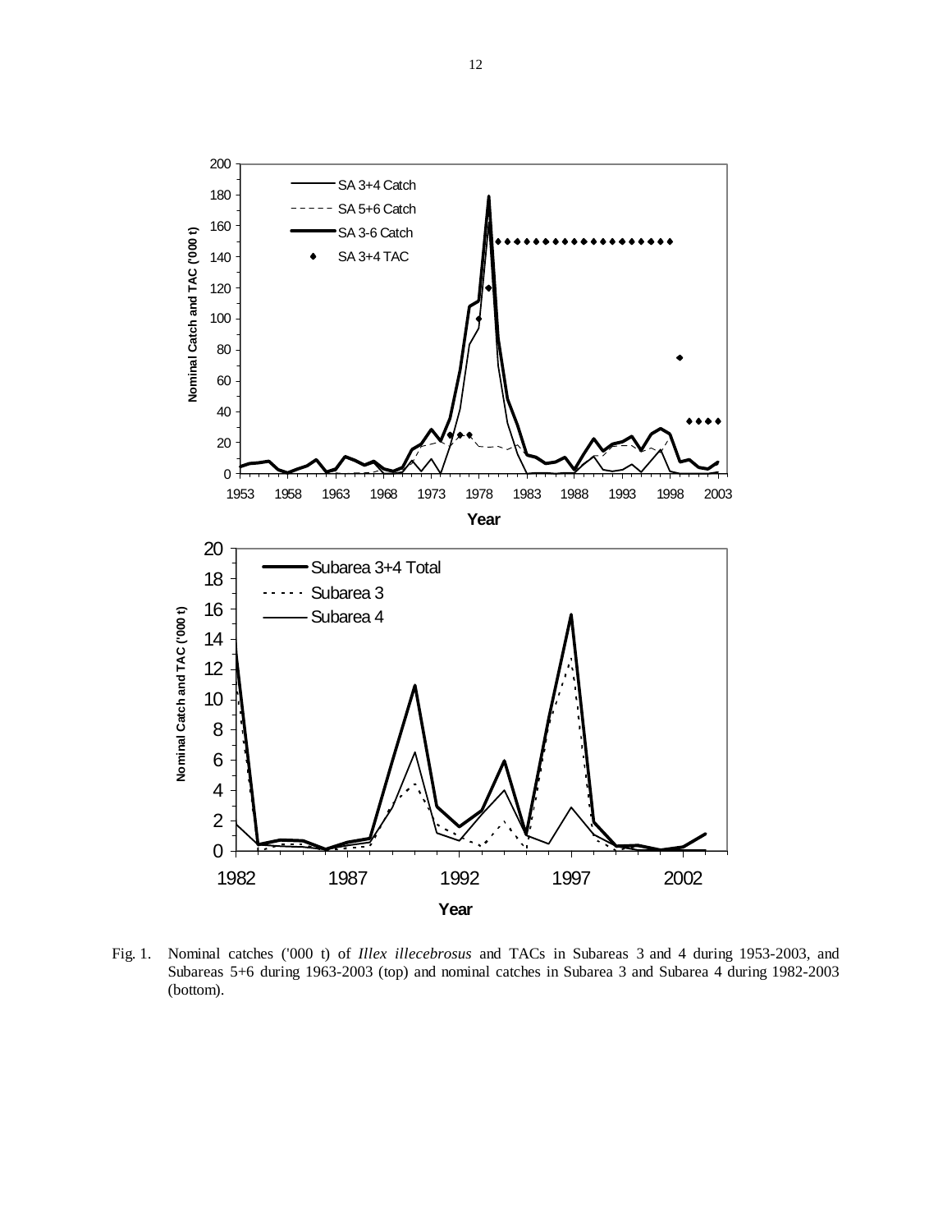Fig. 1. Nominal catches ('000 t) of *Illex illecebrosus* and TACs in Subareas 3 and 4 during 1953-2003, and Subareas 5+6 during 1963-2003 (top) and nominal catches in Subarea 3 and Subarea 4 during 1982-2003 (bottom).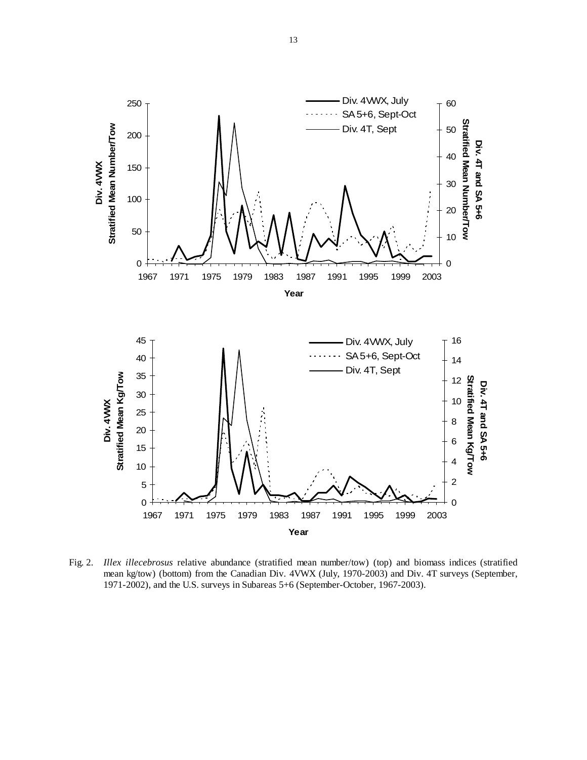Fig. 2. *Illex illecebrosus* relative abundance (stratified mean number/tow) (top) and biomass indices (stratified mean kg/tow) (bottom) from the Canadian Div. 4VWX (July, 1970-2003) and Div. 4T surveys (September, 1971-2002), and the U.S. surveys in Subareas 5+6 (September-October, 1967-2003).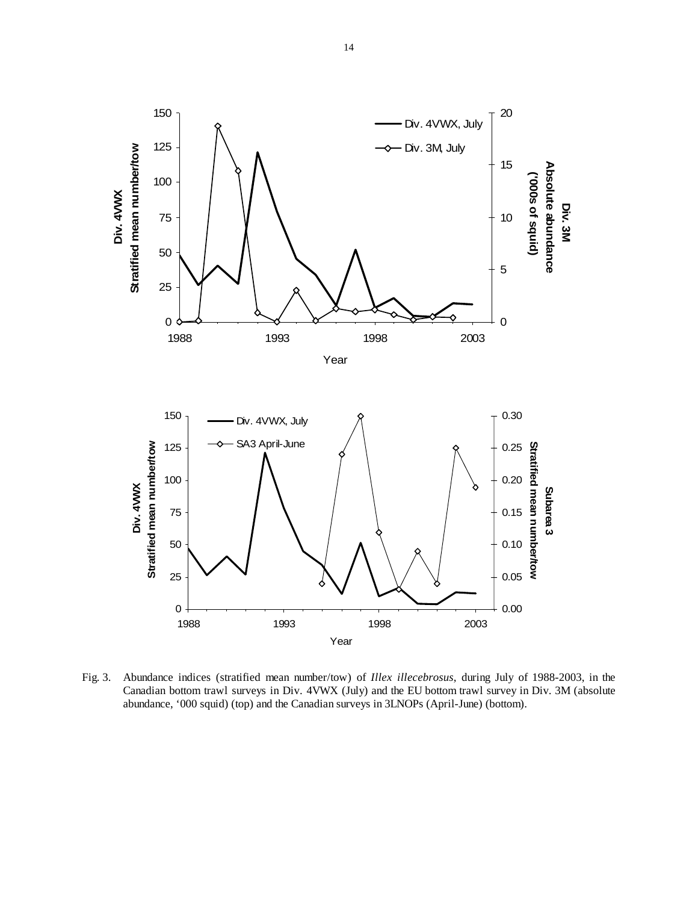Fig. 3. Abundance indices (stratified mean number/tow) of *Illex illecebrosus*, during July of 1988-2003, in the Canadian bottom trawl surveys in Div. 4VWX (July) and the EU bottom trawl survey in Div. 3M (absolute abundance, '000 squid) (top) and the Canadian surveys in 3LNOPs (April-June) (bottom).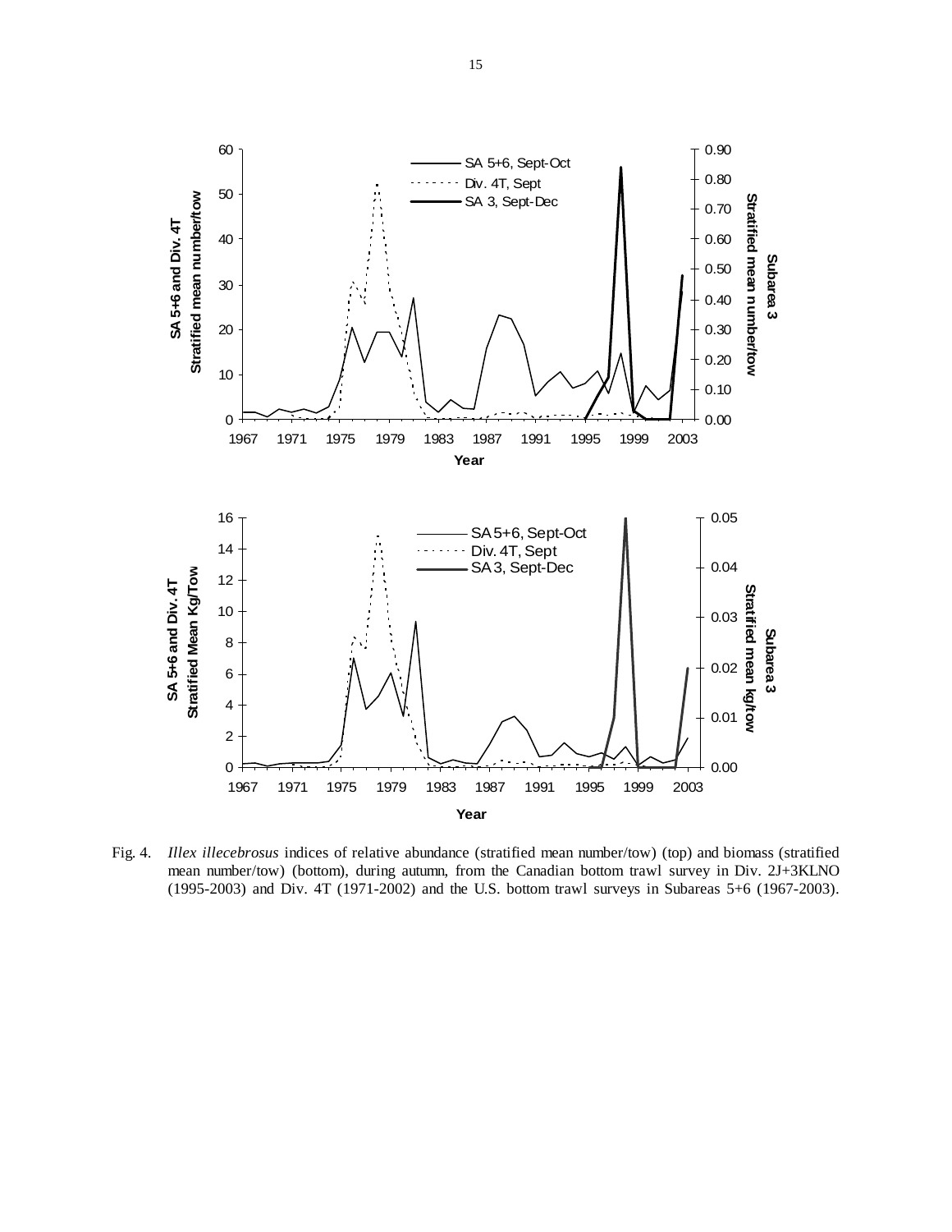Fig. 4. *Illex illecebrosus* indices of relative abundance (stratified mean number/tow) (top) and biomass (stratified mean number/tow) (bottom), during autumn, from the Canadian bottom trawl survey in Div. 2J+3KLNO (1995-2003) and Div. 4T (1971-2002) and the U.S. bottom trawl surveys in Subareas 5+6 (1967-2003).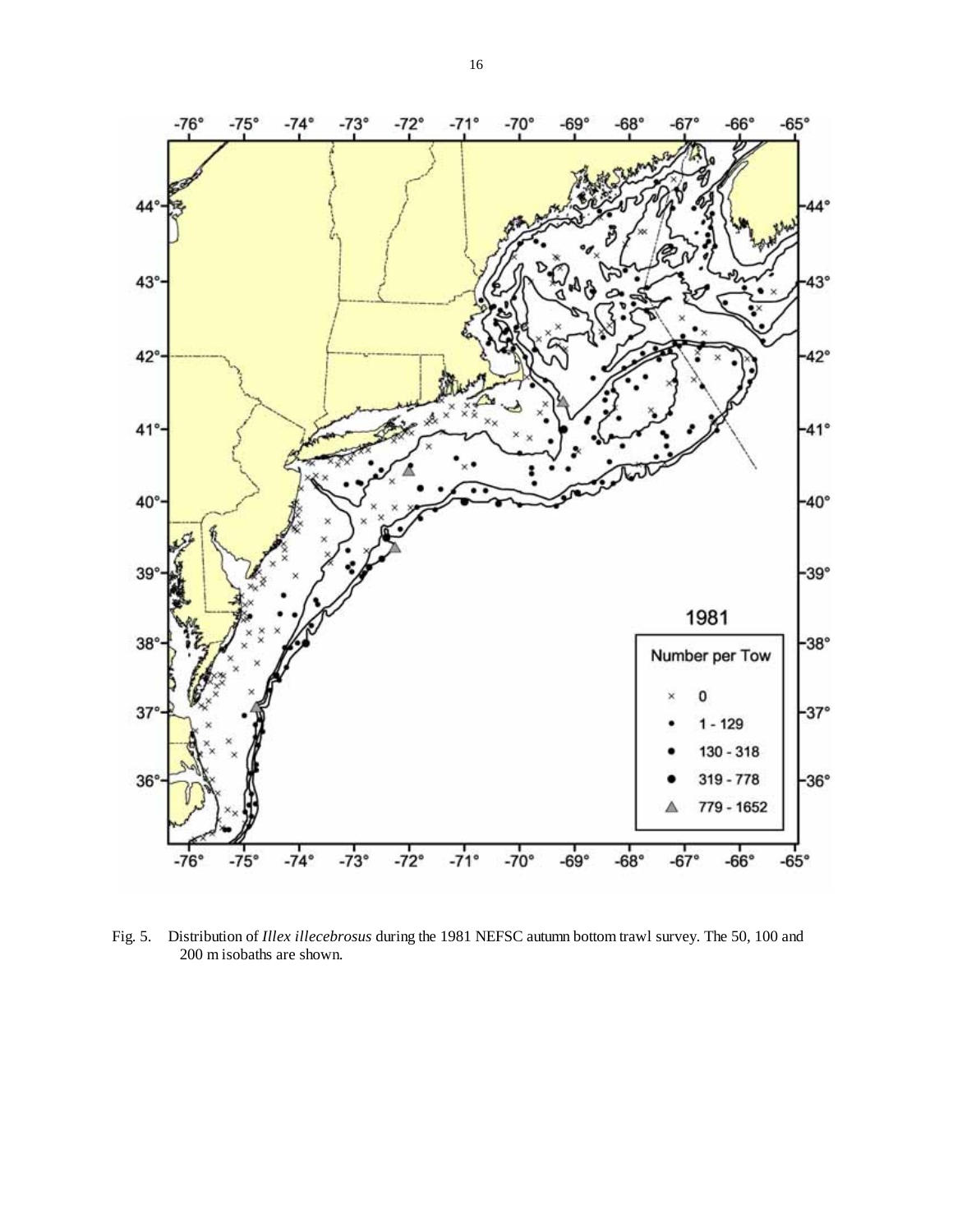Fig. 5. Distribution of *Illex illecebrosus* during the 1981 NEFSC autumn bottom trawl survey. The 50, 100 and 200 m isobaths are shown.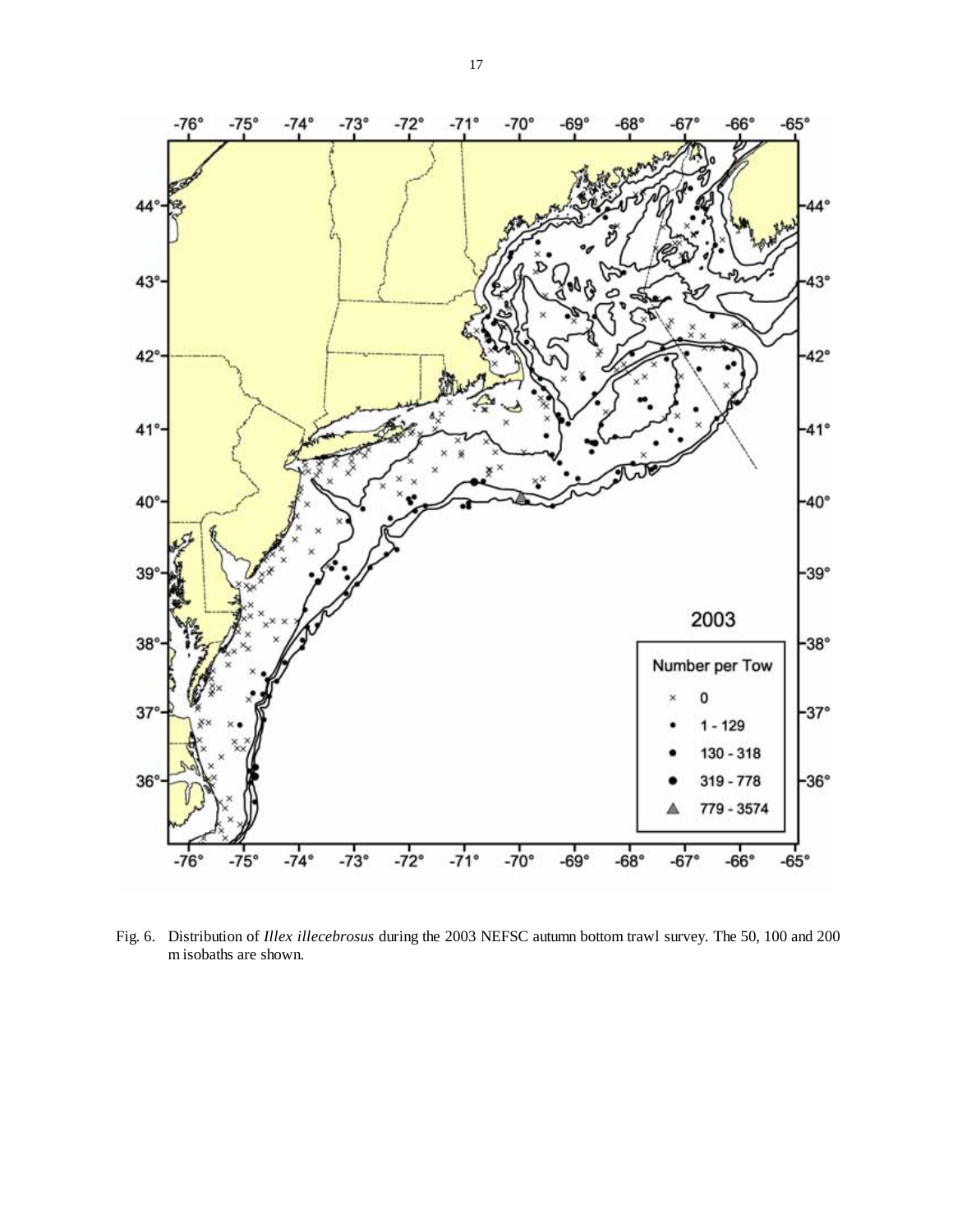Fig. 6. Distribution of *Illex illecebrosus* during the 2003 NEFSC autumn bottom trawl survey. The 50, 100 and 200 m isobaths are shown.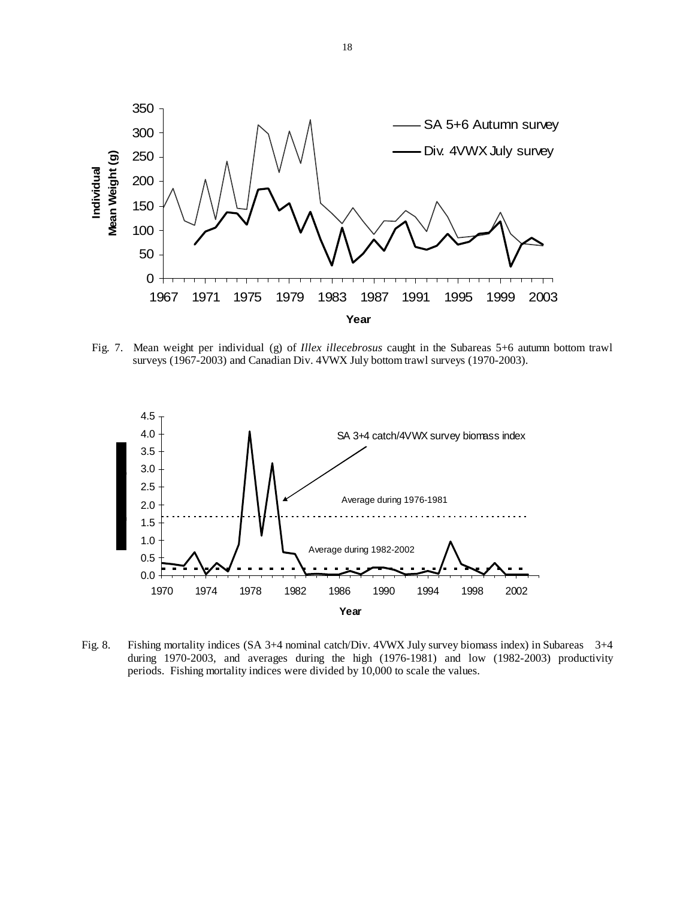350
300
250
200
150
100
50
0

Individual Mean Weight (g)

1967 1971 1975 1979 1983 1987 1991 1995 1999 2003

Year

SA 5+6 Autumn survey

Div. 4VWX July survey

Fig. 7. Mean weight per individual (g) of *Illex illecebrosus* caught in the Subareas 5+6 autumn bottom trawl surveys (1967-2003) and Canadian Div. 4VWX July bottom trawl surveys (1970-2003).

4.5
4.0
3.5
3.0
2.5
2.0
1.5
1.0
0.5
0.0

1970 1974 1978 1982 1986 1990 1994 1998 2002

Year

SA 3+4 catch/4VWX survey biomass index

Average during 1976-1981

Average during 1982-2002

Fig. 8. Fishing mortality indices (SA 3+4 nominal catch/Div. 4VWX July survey biomass index) in Subareas 3+4 during 1970-2003, and averages during the high (1976-1981) and low (1982-2003) productivity periods. Fishing mortality indices were divided by 10,000 to scale the values.